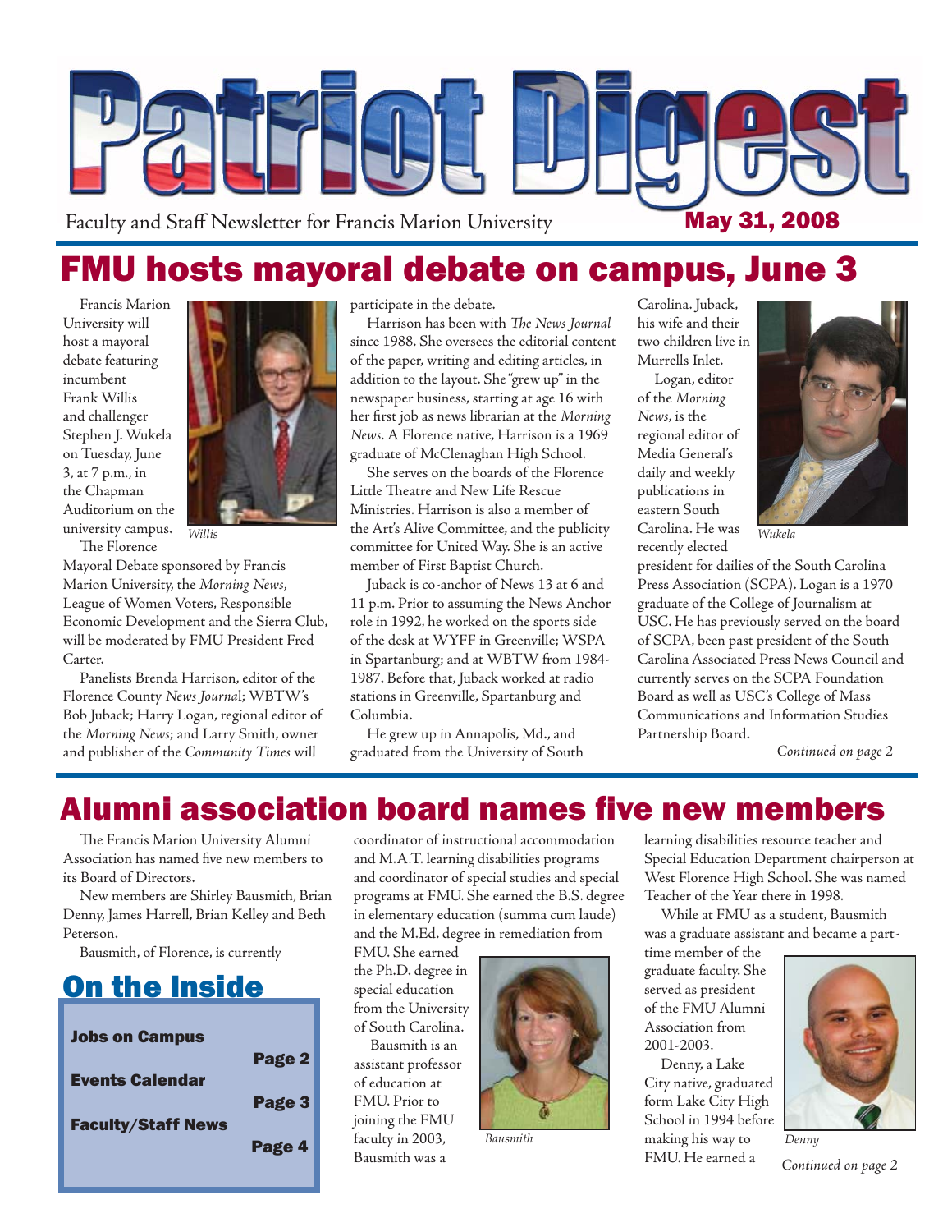# Patriot Digest

Faculty and Staff Newsletter for Francis Marion University

May 31, 2008

## FMU hosts mayoral debate on campus, June 3

Francis Marion University will host a mayoral debate featuring incumbent Frank Willis and challenger Stephen J. Wukela on Tuesday, June 3, at 7 p.m., in the Chapman Auditorium on the university campus.

*Willis*

The Florence Mayoral Debate sponsored by Francis Marion University, the *Morning News*, League of Women Voters, Responsible Economic Development and the Sierra Club, will be moderated by FMU President Fred Carter.

Panelists Brenda Harrison, editor of the Florence County *News Journal*; WBTW's Bob Juback; Harry Logan, regional editor of the *Morning News*; and Larry Smith, owner and publisher of the *Community Times* will participate in the debate.

Harrison has been with *The News Journal* since 1988. She oversees the editorial content of the paper, writing and editing articles, in addition to the layout. She "grew up" in the newspaper business, starting at age 16 with her first job as news librarian at the *Morning News*. A Florence native, Harrison is a 1969 graduate of McClenaghan High School.

She serves on the boards of the Florence Little Theatre and New Life Rescue Ministries. Harrison is also a member of the Art's Alive Committee, and the publicity committee for United Way. She is an active member of First Baptist Church.

Juback is co-anchor of News 13 at 6 and 11 p.m. Prior to assuming the News Anchor role in 1992, he worked on the sports side of the desk at WYFF in Greenville; WSPA in Spartanburg; and at WBTW from 1984-1987. Before that, Juback worked at radio stations in Greenville, Spartanburg and Columbia.

He grew up in Annapolis, Md., and graduated from the University of South Carolina. Juback, his wife and their two children live in Murrells Inlet.

Logan, editor of the *Morning News*, is the regional editor of Media General's daily and weekly publications in eastern South Carolina. He was recently elected president for dailies of the South Carolina Press Association (SCPA). Logan is a 1970 graduate of the College of Journalism at USC. He has previously served on the board of SCPA, been past president of the South Carolina Associated Press News Council and currently serves on the SCPA Foundation Board as well as USC's College of Mass Communications and Information Studies Partnership Board.

*Wukela*

*Continued on page 2*

## Alumni association board names five new members

The Francis Marion University Alumni Association has named five new members to its Board of Directors.

New members are Shirley Bausmith, Brian Denny, James Harrell, Brian Kelley and Beth Peterson.

Bausmith, of Florence, is currently coordinator of instructional accommodation and M.A.T. learning disabilities programs and coordinator of special studies and special programs at FMU. She earned the B.S. degree in elementary education (summa cum laude) and the M.Ed. degree in remediation from FMU. She earned the Ph.D. degree in special education from the University of South Carolina.

Bausmith is an assistant professor of education at FMU. Prior to joining the FMU faculty in 2003, Bausmith was a learning disabilities resource teacher and Special Education Department chairperson at West Florence High School. She was named Teacher of the Year there in 1998.

*Bausmith*

While at FMU as a student, Bausmith was a graduate assistant and became a part-time member of the graduate faculty. She served as president of the FMU Alumni Association from 2001-2003.

Denny, a Lake City native, graduated form Lake City High School in 1994 before making his way to FMU. He earned a

*Denny*

*Continued on page 2*

## On the Inside

| | |
|---|---|
| **Jobs on Campus** | **Page 2** |
| **Events Calendar** | **Page 3** |
| **Faculty/Staff News** | **Page 4** |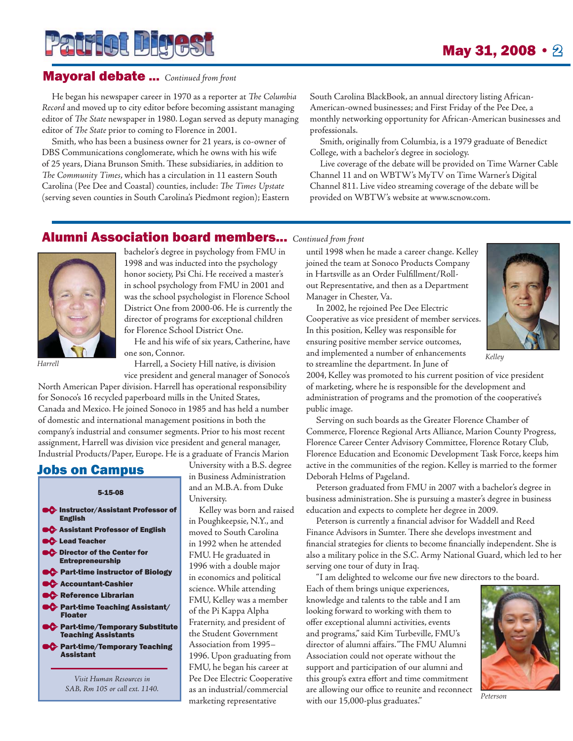## Mayoral debate ... *Continued from front*

He began his newspaper career in 1970 as a reporter at *The Columbia Record* and moved up to city editor before becoming assistant managing editor of *The State* newspaper in 1980. Logan served as deputy managing editor of *The State* prior to coming to Florence in 2001.

Smith, who has been a business owner for 21 years, is co-owner of DBS Communications conglomerate, which he owns with his wife of 25 years, Diana Brunson Smith. These subsidiaries, in addition to *The Community Times*, which has a circulation in 11 eastern South Carolina (Pee Dee and Coastal) counties, include: *The Times Upstate* (serving seven counties in South Carolina's Piedmont region); Eastern South Carolina BlackBook, an annual directory listing African-American-owned businesses; and First Friday of the Pee Dee, a monthly networking opportunity for African-American businesses and professionals.

Smith, originally from Columbia, is a 1979 graduate of Benedict College, with a bachelor's degree in sociology.

Live coverage of the debate will be provided on Time Warner Cable Channel 11 and on WBTW's MyTV on Time Warner's Digital Channel 811. Live video streaming coverage of the debate will be provided on WBTW's website at www.scnow.com.

## Alumni Association board members... *Continued from front*

Harrell

bachelor's degree in psychology from FMU in 1998 and was inducted into the psychology honor society, Psi Chi. He received a master's in school psychology from FMU in 2001 and was the school psychologist in Florence School District One from 2000-06. He is currently the director of programs for exceptional children for Florence School District One.

He and his wife of six years, Catherine, have one son, Connor.

Harrell, a Society Hill native, is division vice president and general manager of Sonoco's North American Paper division. Harrell has operational responsibility for Sonoco's 16 recycled paperboard mills in the United States, Canada and Mexico. He joined Sonoco in 1985 and has held a number of domestic and international management positions in both the company's industrial and consumer segments. Prior to his most recent assignment, Harrell was division vice president and general manager, Industrial Products/Paper, Europe. He is a graduate of Francis Marion University with a B.S. degree in Business Administration and an M.B.A. from Duke University.

Kelley was born and raised in Poughkeepsie, N.Y., and moved to South Carolina in 1992 when he attended FMU. He graduated in 1996 with a double major in economics and political science. While attending FMU, Kelley was a member of the Pi Kappa Alpha Fraternity, and president of the Student Government Association from 1995–1996. Upon graduating from FMU, he began his career at Pee Dee Electric Cooperative as an industrial/commercial marketing representative until 1998 when he made a career change. Kelley joined the team at Sonoco Products Company in Hartsville as an Order Fulfillment/Roll-out Representative, and then as a Department Manager in Chester, Va.

In 2002, he rejoined Pee Dee Electric Cooperative as vice president of member services. In this position, Kelley was responsible for ensuring positive member service outcomes, and implemented a number of enhancements to streamline the department. In June of 2004, Kelley was promoted to his current position of vice president of marketing, where he is responsible for the development and administration of programs and the promotion of the cooperative's public image.

Kelley

Serving on such boards as the Greater Florence Chamber of Commerce, Florence Regional Arts Alliance, Marion County Progress, Florence Career Center Advisory Committee, Florence Rotary Club, Florence Education and Economic Development Task Force, keeps him active in the communities of the region. Kelley is married to the former Deborah Helms of Pageland.

Peterson graduated from FMU in 2007 with a bachelor's degree in business administration. She is pursuing a master's degree in business education and expects to complete her degree in 2009.

Peterson is currently a financial advisor for Waddell and Reed Finance Advisors in Sumter. There she develops investment and financial strategies for clients to become financially independent. She is also a military police in the S.C. Army National Guard, which led to her serving one tour of duty in Iraq.

"I am delighted to welcome our five new directors to the board. Each of them brings unique experiences, knowledge and talents to the table and I am looking forward to working with them to offer exceptional alumni activities, events and programs," said Kim Turbeville, FMU's director of alumni affairs. "The FMU Alumni Association could not operate without the support and participation of our alumni and this group's extra effort and time commitment are allowing our office to reunite and reconnect with our 15,000-plus graduates."

Peterson

## Jobs on Campus

**5-15-08**

- **Instructor/Assistant Professor of English**
- **Assistant Professor of English**
- **Lead Teacher**
- **Director of the Center for Entrepreneurship**
- **Part-time instructor of Biology**
- **Accountant-Cashier**
- **Reference Librarian**
- **Part-time Teaching Assistant/ Floater**
- **Part-time/Temporary Substitute Teaching Assistants**
- **Part-time/Temporary Teaching Assistant**

*Visit Human Resources in SAB, Rm 105 or call ext. 1140.*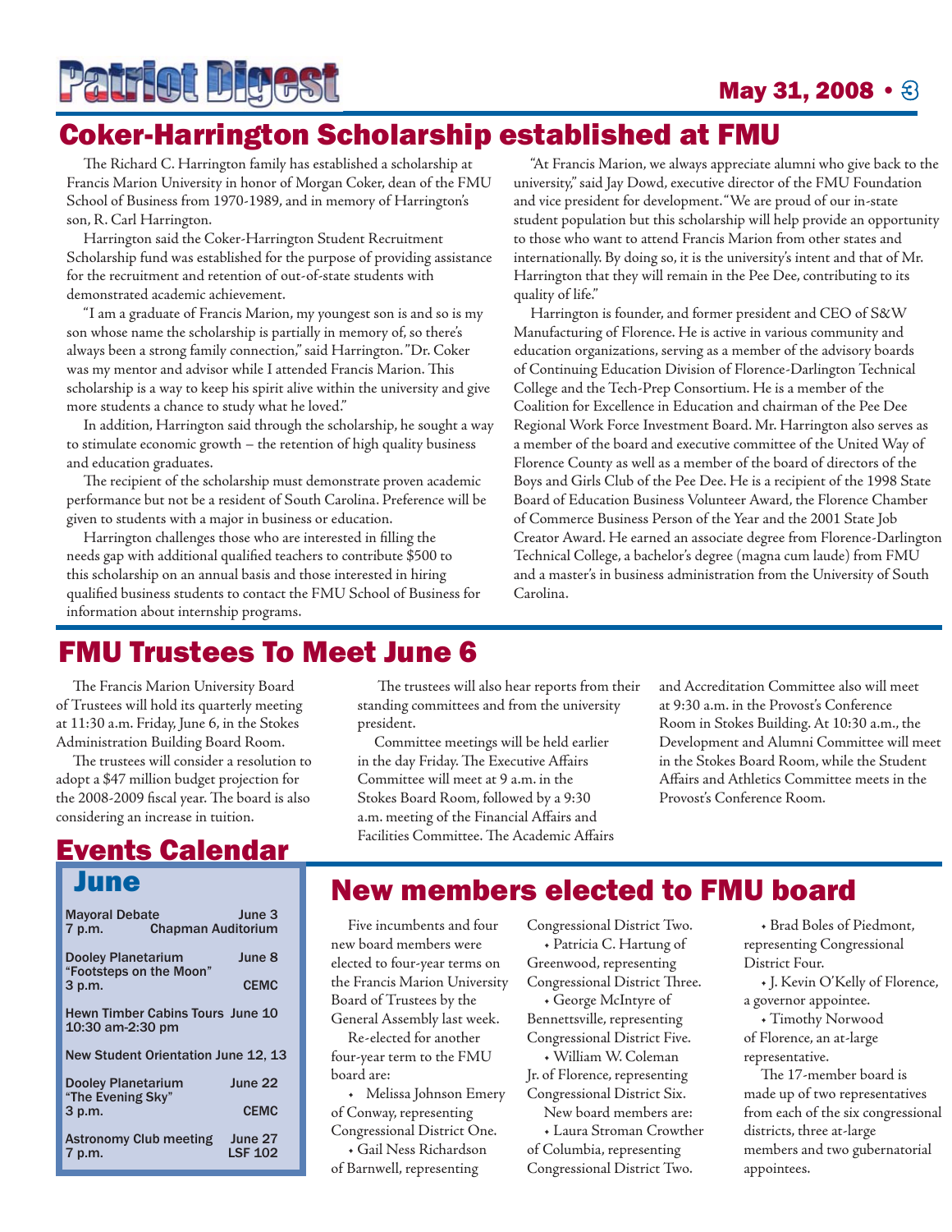# Coker-Harrington Scholarship established at FMU

The Richard C. Harrington family has established a scholarship at Francis Marion University in honor of Morgan Coker, dean of the FMU School of Business from 1970-1989, and in memory of Harrington's son, R. Carl Harrington.

Harrington said the Coker-Harrington Student Recruitment Scholarship fund was established for the purpose of providing assistance for the recruitment and retention of out-of-state students with demonstrated academic achievement.

"I am a graduate of Francis Marion, my youngest son is and so is my son whose name the scholarship is partially in memory of, so there's always been a strong family connection," said Harrington. "Dr. Coker was my mentor and advisor while I attended Francis Marion. This scholarship is a way to keep his spirit alive within the university and give more students a chance to study what he loved."

In addition, Harrington said through the scholarship, he sought a way to stimulate economic growth – the retention of high quality business and education graduates.

The recipient of the scholarship must demonstrate proven academic performance but not be a resident of South Carolina. Preference will be given to students with a major in business or education.

Harrington challenges those who are interested in filling the needs gap with additional qualified teachers to contribute $500 to this scholarship on an annual basis and those interested in hiring qualified business students to contact the FMU School of Business for information about internship programs.

"At Francis Marion, we always appreciate alumni who give back to the university," said Jay Dowd, executive director of the FMU Foundation and vice president for development. "We are proud of our in-state student population but this scholarship will help provide an opportunity to those who want to attend Francis Marion from other states and internationally. By doing so, it is the university's intent and that of Mr. Harrington that they will remain in the Pee Dee, contributing to its quality of life."

Harrington is founder, and former president and CEO of S&W Manufacturing of Florence. He is active in various community and education organizations, serving as a member of the advisory boards of Continuing Education Division of Florence-Darlington Technical College and the Tech-Prep Consortium. He is a member of the Coalition for Excellence in Education and chairman of the Pee Dee Regional Work Force Investment Board. Mr. Harrington also serves as a member of the board and executive committee of the United Way of Florence County as well as a member of the board of directors of the Boys and Girls Club of the Pee Dee. He is a recipient of the 1998 State Board of Education Business Volunteer Award, the Florence Chamber of Commerce Business Person of the Year and the 2001 State Job Creator Award. He earned an associate degree from Florence-Darlington Technical College, a bachelor's degree (magna cum laude) from FMU and a master's in business administration from the University of South Carolina.

# FMU Trustees To Meet June 6

The Francis Marion University Board of Trustees will hold its quarterly meeting at 11:30 a.m. Friday, June 6, in the Stokes Administration Building Board Room.

The trustees will consider a resolution to adopt a $47 million budget projection for the 2008-2009 fiscal year. The board is also considering an increase in tuition.

The trustees will also hear reports from their standing committees and from the university president.

Committee meetings will be held earlier in the day Friday. The Executive Affairs Committee will meet at 9 a.m. in the Stokes Board Room, followed by a 9:30 a.m. meeting of the Financial Affairs and Facilities Committee. The Academic Affairs and Accreditation Committee also will meet at 9:30 a.m. in the Provost's Conference Room in Stokes Building. At 10:30 a.m., the Development and Alumni Committee will meet in the Stokes Board Room, while the Student Affairs and Athletics Committee meets in the Provost's Conference Room.

# Events Calendar

## June

**Mayoral Debate** — June 3
7 p.m. — Chapman Auditorium

**Dooley Planetarium "Footsteps on the Moon"** — June 8
3 p.m. — CEMC

**Hewn Timber Cabins Tours** — June 10
10:30 am-2:30 pm

**New Student Orientation** — June 12, 13

**Dooley Planetarium "The Evening Sky"** — June 22
3 p.m. — CEMC

**Astronomy Club meeting** — June 27
7 p.m. — LSF 102

# New members elected to FMU board

Five incumbents and four new board members were elected to four-year terms on the Francis Marion University Board of Trustees by the General Assembly last week.

Re-elected for another four-year term to the FMU board are:

- Melissa Johnson Emery of Conway, representing Congressional District One.
- Gail Ness Richardson of Barnwell, representing Congressional District Two.
- Patricia C. Hartung of Greenwood, representing Congressional District Three.
- George McIntyre of Bennettsville, representing Congressional District Five.
- William W. Coleman Jr. of Florence, representing Congressional District Six.

New board members are:

- Laura Stroman Crowther of Columbia, representing Congressional District Two.
- Brad Boles of Piedmont, representing Congressional District Four.
- J. Kevin O'Kelly of Florence, a governor appointee.
- Timothy Norwood of Florence, an at-large representative.

The 17-member board is made up of two representatives from each of the six congressional districts, three at-large members and two gubernatorial appointees.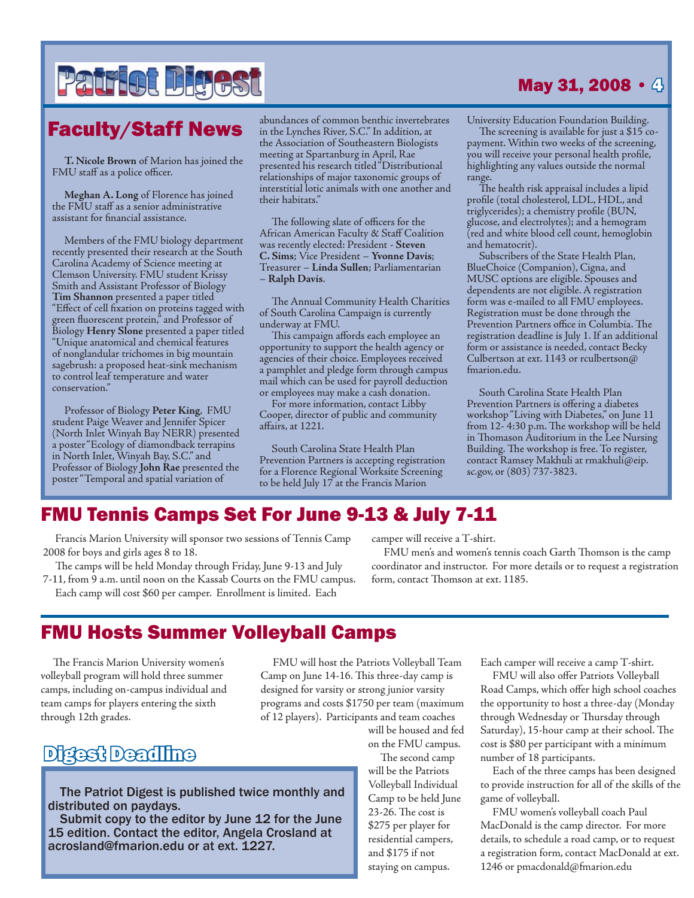# Faculty/Staff News

**T. Nicole Brown** of Marion has joined the FMU staff as a police officer.

**Meghan A. Long** of Florence has joined the FMU staff as a senior administrative assistant for financial assistance.

Members of the FMU biology department recently presented their research at the South Carolina Academy of Science meeting at Clemson University. FMU student Krissy Smith and Assistant Professor of Biology **Tim Shannon** presented a paper titled "Effect of cell fixation on proteins tagged with green fluorescent protein," and Professor of Biology **Henry Slone** presented a paper titled "Unique anatomical and chemical features of nonglandular trichomes in big mountain sagebrush: a proposed heat-sink mechanism to control leaf temperature and water conservation."

Professor of Biology **Peter King**, FMU student Paige Weaver and Jennifer Spicer (North Inlet Winyah Bay NERR) presented a poster "Ecology of diamondback terrapins in North Inlet, Winyah Bay, S.C." and Professor of Biology **John Rae** presented the poster "Temporal and spatial variation of abundances of common benthic invertebrates in the Lynches River, S.C." In addition, at the Association of Southeastern Biologists meeting at Spartanburg in April, Rae presented his research titled "Distributional relationships of major taxonomic groups of interstitial lotic animals with one another and their habitats."

The following slate of officers for the African American Faculty & Staff Coalition was recently elected: President - **Steven C. Sims**; Vice President – **Yvonne Davis**; Treasurer – **Linda Sullen**; Parliamentarian – **Ralph Davis**.

The Annual Community Health Charities of South Carolina Campaign is currently underway at FMU.

This campaign affords each employee an opportunity to support the health agency or agencies of their choice. Employees received a pamphlet and pledge form through campus mail which can be used for payroll deduction or employees may make a cash donation.

For more information, contact Libby Cooper, director of public and community affairs, at 1221.

South Carolina State Health Plan Prevention Partners is accepting registration for a Florence Regional Worksite Screening to be held July 17 at the Francis Marion University Education Foundation Building.

The screening is available for just a $15 co-payment. Within two weeks of the screening, you will receive your personal health profile, highlighting any values outside the normal range.

The health risk appraisal includes a lipid profile (total cholesterol, LDL, HDL, and triglycerides); a chemistry profile (BUN, glucose, and electrolytes); and a hemogram (red and white blood cell count, hemoglobin and hematocrit).

Subscribers of the State Health Plan, BlueChoice (Companion), Cigna, and MUSC options are eligible. Spouses and dependents are not eligible. A registration form was e-mailed to all FMU employees. Registration must be done through the Prevention Partners office in Columbia. The registration deadline is July 1. If an additional form or assistance is needed, contact Becky Culbertson at ext. 1143 or rculbertson@fmarion.edu.

South Carolina State Health Plan Prevention Partners is offering a diabetes workshop "Living with Diabetes," on June 11 from 12- 4:30 p.m. The workshop will be held in Thomason Auditorium in the Lee Nursing Building. The workshop is free. To register, contact Ramsey Makhuli at rmakhuli@eip.sc.gov, or (803) 737-3823.

# FMU Tennis Camps Set For June 9-13 & July 7-11

Francis Marion University will sponsor two sessions of Tennis Camp 2008 for boys and girls ages 8 to 18.

The camps will be held Monday through Friday, June 9-13 and July 7-11, from 9 a.m. until noon on the Kassab Courts on the FMU campus.

Each camp will cost $60 per camper. Enrollment is limited. Each camper will receive a T-shirt.

FMU men's and women's tennis coach Garth Thomson is the camp coordinator and instructor. For more details or to request a registration form, contact Thomson at ext. 1185.

# FMU Hosts Summer Volleyball Camps

The Francis Marion University women's volleyball program will hold three summer camps, including on-campus individual and team camps for players entering the sixth through 12th grades.

FMU will host the Patriots Volleyball Team Camp on June 14-16. This three-day camp is designed for varsity or strong junior varsity programs and costs $1750 per team (maximum of 12 players). Participants and team coaches will be housed and fed on the FMU campus.

The second camp will be the Patriots Volleyball Individual Camp to be held June 23-26. The cost is $275 per player for residential campers, and $175 if not staying on campus. Each camper will receive a camp T-shirt.

FMU will also offer Patriots Volleyball Road Camps, which offer high school coaches the opportunity to host a three-day (Monday through Wednesday or Thursday through Saturday), 15-hour camp at their school. The cost is $80 per participant with a minimum number of 18 participants.

Each of the three camps has been designed to provide instruction for all of the skills of the game of volleyball.

FMU women's volleyball coach Paul MacDonald is the camp director. For more details, to schedule a road camp, or to request a registration form, contact MacDonald at ext. 1246 or pmacdonald@fmarion.edu

## Digest Deadline

The Patriot Digest is published twice monthly and distributed on paydays.

Submit copy to the editor by June 12 for the June 15 edition. Contact the editor, Angela Crosland at acrosland@fmarion.edu or at ext. 1227.